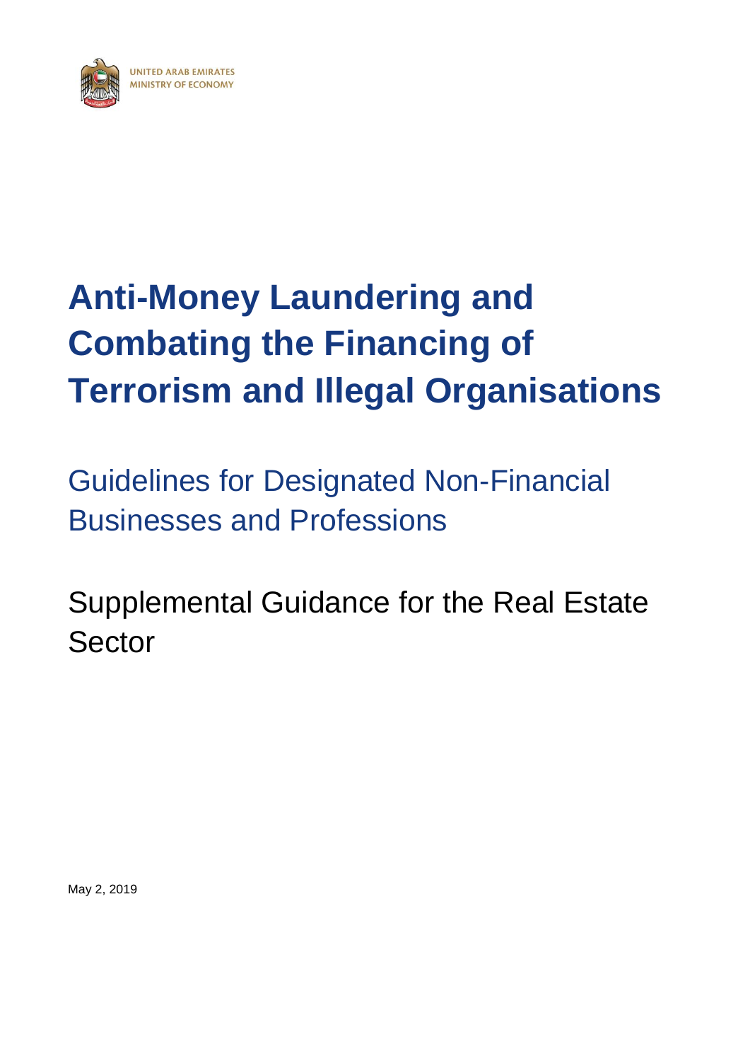UNITED ARAB EMIRATES
MINISTRY OF ECONOMY

# Anti-Money Laundering and Combating the Financing of Terrorism and Illegal Organisations

## Guidelines for Designated Non-Financial Businesses and Professions

## Supplemental Guidance for the Real Estate Sector

May 2, 2019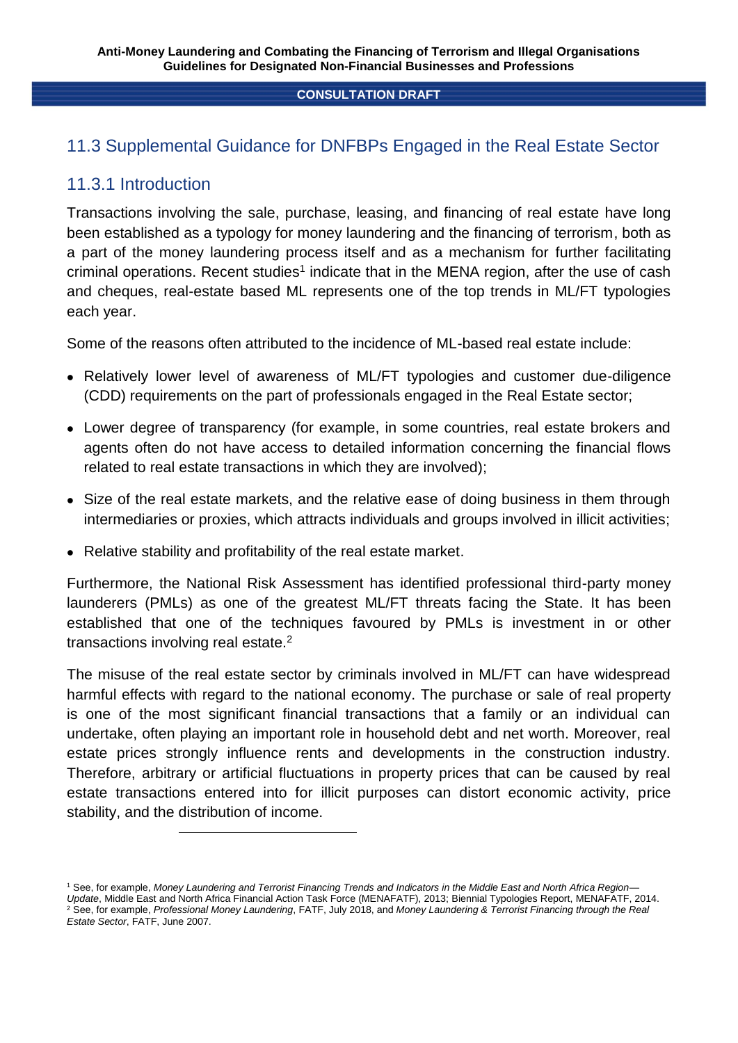## 11.3 Supplemental Guidance for DNFBPs Engaged in the Real Estate Sector

### 11.3.1 Introduction

Transactions involving the sale, purchase, leasing, and financing of real estate have long been established as a typology for money laundering and the financing of terrorism, both as a part of the money laundering process itself and as a mechanism for further facilitating criminal operations. Recent studies[1] indicate that in the MENA region, after the use of cash and cheques, real-estate based ML represents one of the top trends in ML/FT typologies each year.

Some of the reasons often attributed to the incidence of ML-based real estate include:

- Relatively lower level of awareness of ML/FT typologies and customer due-diligence (CDD) requirements on the part of professionals engaged in the Real Estate sector;
- Lower degree of transparency (for example, in some countries, real estate brokers and agents often do not have access to detailed information concerning the financial flows related to real estate transactions in which they are involved);
- Size of the real estate markets, and the relative ease of doing business in them through intermediaries or proxies, which attracts individuals and groups involved in illicit activities;
- Relative stability and profitability of the real estate market.

Furthermore, the National Risk Assessment has identified professional third-party money launderers (PMLs) as one of the greatest ML/FT threats facing the State. It has been established that one of the techniques favoured by PMLs is investment in or other transactions involving real estate.[2]

The misuse of the real estate sector by criminals involved in ML/FT can have widespread harmful effects with regard to the national economy. The purchase or sale of real property is one of the most significant financial transactions that a family or an individual can undertake, often playing an important role in household debt and net worth. Moreover, real estate prices strongly influence rents and developments in the construction industry. Therefore, arbitrary or artificial fluctuations in property prices that can be caused by real estate transactions entered into for illicit purposes can distort economic activity, price stability, and the distribution of income.

---

[1] See, for example, *Money Laundering and Terrorist Financing Trends and Indicators in the Middle East and North Africa Region—Update*, Middle East and North Africa Financial Action Task Force (MENAFATF), 2013; Biennial Typologies Report, MENAFATF, 2014.

[2] See, for example, *Professional Money Laundering*, FATF, July 2018, and *Money Laundering & Terrorist Financing through the Real Estate Sector*, FATF, June 2007.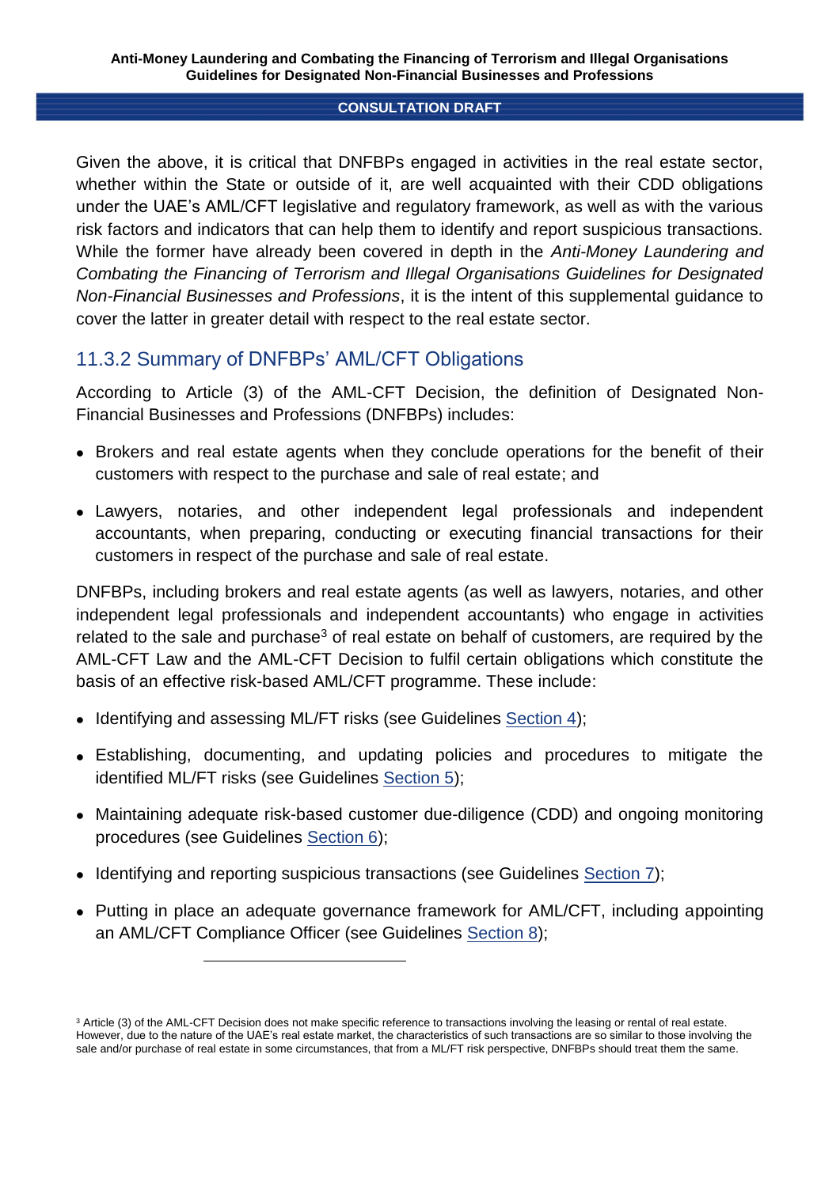Given the above, it is critical that DNFBPs engaged in activities in the real estate sector, whether within the State or outside of it, are well acquainted with their CDD obligations under the UAE's AML/CFT legislative and regulatory framework, as well as with the various risk factors and indicators that can help them to identify and report suspicious transactions. While the former have already been covered in depth in the *Anti-Money Laundering and Combating the Financing of Terrorism and Illegal Organisations Guidelines for Designated Non-Financial Businesses and Professions*, it is the intent of this supplemental guidance to cover the latter in greater detail with respect to the real estate sector.

### 11.3.2 Summary of DNFBPs' AML/CFT Obligations

According to Article (3) of the AML-CFT Decision, the definition of Designated Non-Financial Businesses and Professions (DNFBPs) includes:

- Brokers and real estate agents when they conclude operations for the benefit of their customers with respect to the purchase and sale of real estate; and
- Lawyers, notaries, and other independent legal professionals and independent accountants, when preparing, conducting or executing financial transactions for their customers in respect of the purchase and sale of real estate.

DNFBPs, including brokers and real estate agents (as well as lawyers, notaries, and other independent legal professionals and independent accountants) who engage in activities related to the sale and purchase[3] of real estate on behalf of customers, are required by the AML-CFT Law and the AML-CFT Decision to fulfil certain obligations which constitute the basis of an effective risk-based AML/CFT programme. These include:

- Identifying and assessing ML/FT risks (see Guidelines Section 4);
- Establishing, documenting, and updating policies and procedures to mitigate the identified ML/FT risks (see Guidelines Section 5);
- Maintaining adequate risk-based customer due-diligence (CDD) and ongoing monitoring procedures (see Guidelines Section 6);
- Identifying and reporting suspicious transactions (see Guidelines Section 7);
- Putting in place an adequate governance framework for AML/CFT, including appointing an AML/CFT Compliance Officer (see Guidelines Section 8);

[3] Article (3) of the AML-CFT Decision does not make specific reference to transactions involving the leasing or rental of real estate. However, due to the nature of the UAE's real estate market, the characteristics of such transactions are so similar to those involving the sale and/or purchase of real estate in some circumstances, that from a ML/FT risk perspective, DNFBPs should treat them the same.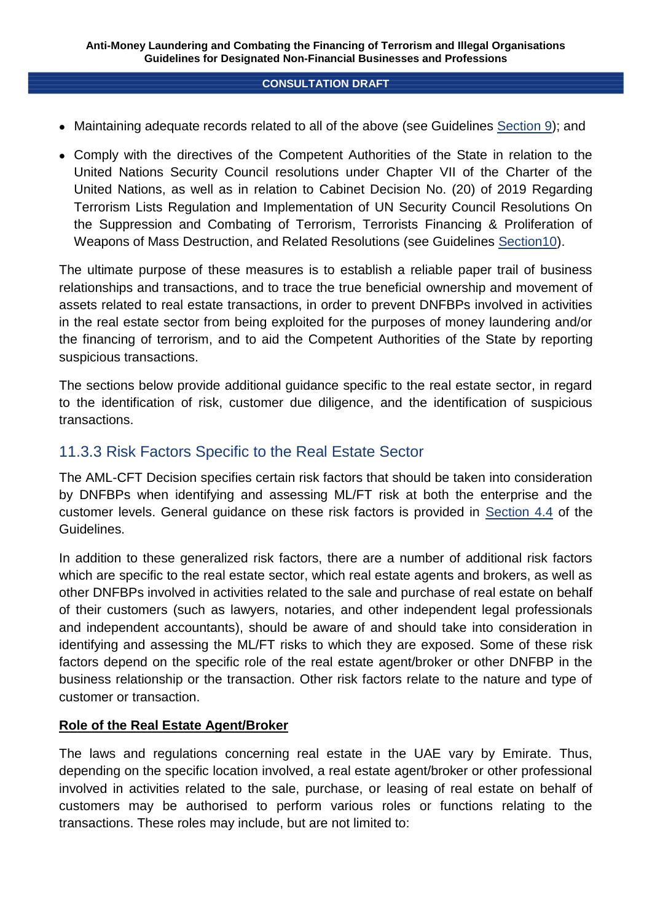- Maintaining adequate records related to all of the above (see Guidelines Section 9); and
- Comply with the directives of the Competent Authorities of the State in relation to the United Nations Security Council resolutions under Chapter VII of the Charter of the United Nations, as well as in relation to Cabinet Decision No. (20) of 2019 Regarding Terrorism Lists Regulation and Implementation of UN Security Council Resolutions On the Suppression and Combating of Terrorism, Terrorists Financing & Proliferation of Weapons of Mass Destruction, and Related Resolutions (see Guidelines Section10).

The ultimate purpose of these measures is to establish a reliable paper trail of business relationships and transactions, and to trace the true beneficial ownership and movement of assets related to real estate transactions, in order to prevent DNFBPs involved in activities in the real estate sector from being exploited for the purposes of money laundering and/or the financing of terrorism, and to aid the Competent Authorities of the State by reporting suspicious transactions.

The sections below provide additional guidance specific to the real estate sector, in regard to the identification of risk, customer due diligence, and the identification of suspicious transactions.

### 11.3.3 Risk Factors Specific to the Real Estate Sector

The AML-CFT Decision specifies certain risk factors that should be taken into consideration by DNFBPs when identifying and assessing ML/FT risk at both the enterprise and the customer levels. General guidance on these risk factors is provided in Section 4.4 of the Guidelines.

In addition to these generalized risk factors, there are a number of additional risk factors which are specific to the real estate sector, which real estate agents and brokers, as well as other DNFBPs involved in activities related to the sale and purchase of real estate on behalf of their customers (such as lawyers, notaries, and other independent legal professionals and independent accountants), should be aware of and should take into consideration in identifying and assessing the ML/FT risks to which they are exposed. Some of these risk factors depend on the specific role of the real estate agent/broker or other DNFBP in the business relationship or the transaction. Other risk factors relate to the nature and type of customer or transaction.

**Role of the Real Estate Agent/Broker**

The laws and regulations concerning real estate in the UAE vary by Emirate. Thus, depending on the specific location involved, a real estate agent/broker or other professional involved in activities related to the sale, purchase, or leasing of real estate on behalf of customers may be authorised to perform various roles or functions relating to the transactions. These roles may include, but are not limited to: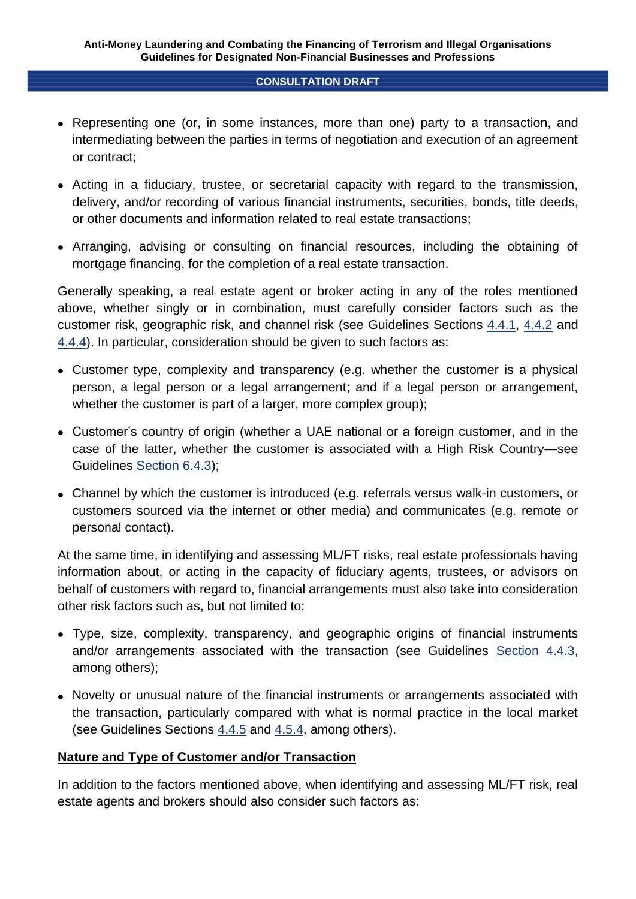- Representing one (or, in some instances, more than one) party to a transaction, and intermediating between the parties in terms of negotiation and execution of an agreement or contract;
- Acting in a fiduciary, trustee, or secretarial capacity with regard to the transmission, delivery, and/or recording of various financial instruments, securities, bonds, title deeds, or other documents and information related to real estate transactions;
- Arranging, advising or consulting on financial resources, including the obtaining of mortgage financing, for the completion of a real estate transaction.

Generally speaking, a real estate agent or broker acting in any of the roles mentioned above, whether singly or in combination, must carefully consider factors such as the customer risk, geographic risk, and channel risk (see Guidelines Sections 4.4.1, 4.4.2 and 4.4.4). In particular, consideration should be given to such factors as:

- Customer type, complexity and transparency (e.g. whether the customer is a physical person, a legal person or a legal arrangement; and if a legal person or arrangement, whether the customer is part of a larger, more complex group);
- Customer's country of origin (whether a UAE national or a foreign customer, and in the case of the latter, whether the customer is associated with a High Risk Country—see Guidelines Section 6.4.3);
- Channel by which the customer is introduced (e.g. referrals versus walk-in customers, or customers sourced via the internet or other media) and communicates (e.g. remote or personal contact).

At the same time, in identifying and assessing ML/FT risks, real estate professionals having information about, or acting in the capacity of fiduciary agents, trustees, or advisors on behalf of customers with regard to, financial arrangements must also take into consideration other risk factors such as, but not limited to:

- Type, size, complexity, transparency, and geographic origins of financial instruments and/or arrangements associated with the transaction (see Guidelines Section 4.4.3, among others);
- Novelty or unusual nature of the financial instruments or arrangements associated with the transaction, particularly compared with what is normal practice in the local market (see Guidelines Sections 4.4.5 and 4.5.4, among others).

**Nature and Type of Customer and/or Transaction**

In addition to the factors mentioned above, when identifying and assessing ML/FT risk, real estate agents and brokers should also consider such factors as: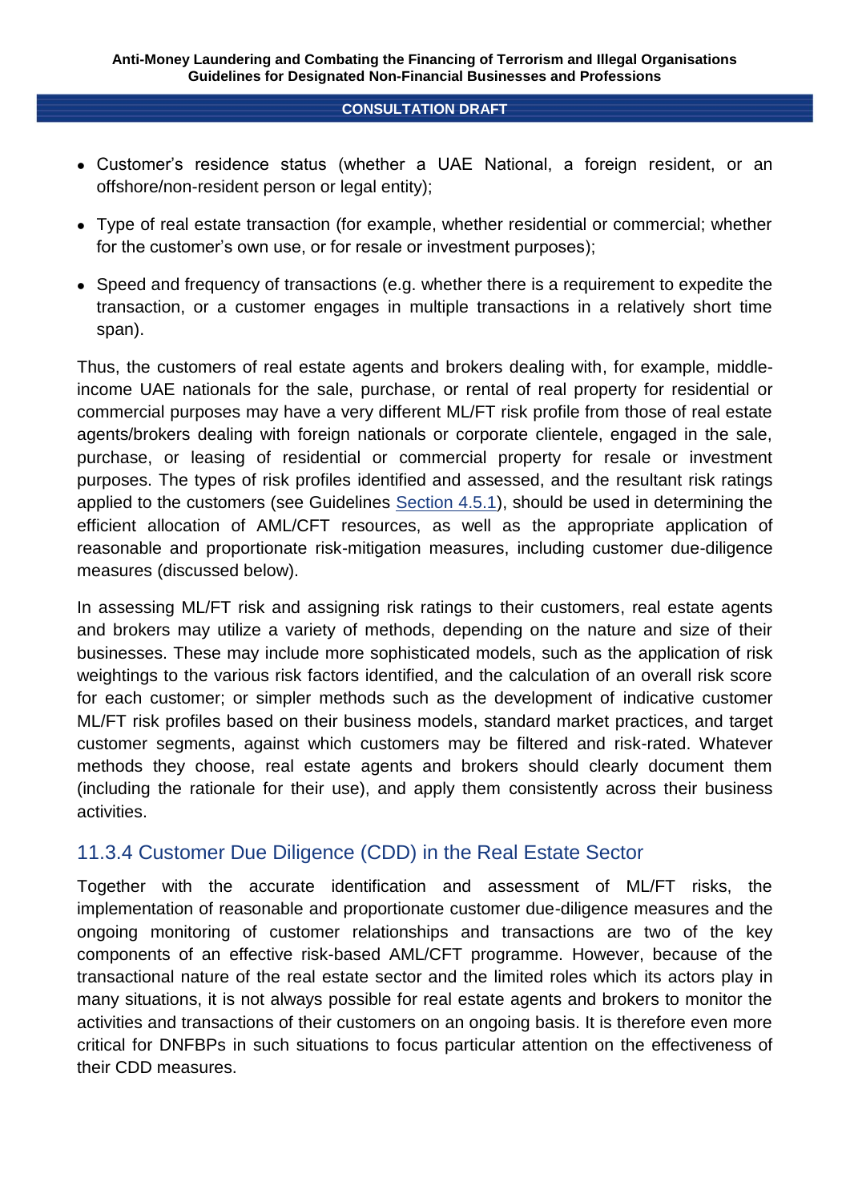- Customer's residence status (whether a UAE National, a foreign resident, or an offshore/non-resident person or legal entity);
- Type of real estate transaction (for example, whether residential or commercial; whether for the customer's own use, or for resale or investment purposes);
- Speed and frequency of transactions (e.g. whether there is a requirement to expedite the transaction, or a customer engages in multiple transactions in a relatively short time span).

Thus, the customers of real estate agents and brokers dealing with, for example, middle-income UAE nationals for the sale, purchase, or rental of real property for residential or commercial purposes may have a very different ML/FT risk profile from those of real estate agents/brokers dealing with foreign nationals or corporate clientele, engaged in the sale, purchase, or leasing of residential or commercial property for resale or investment purposes. The types of risk profiles identified and assessed, and the resultant risk ratings applied to the customers (see Guidelines Section 4.5.1), should be used in determining the efficient allocation of AML/CFT resources, as well as the appropriate application of reasonable and proportionate risk-mitigation measures, including customer due-diligence measures (discussed below).

In assessing ML/FT risk and assigning risk ratings to their customers, real estate agents and brokers may utilize a variety of methods, depending on the nature and size of their businesses. These may include more sophisticated models, such as the application of risk weightings to the various risk factors identified, and the calculation of an overall risk score for each customer; or simpler methods such as the development of indicative customer ML/FT risk profiles based on their business models, standard market practices, and target customer segments, against which customers may be filtered and risk-rated. Whatever methods they choose, real estate agents and brokers should clearly document them (including the rationale for their use), and apply them consistently across their business activities.

### 11.3.4 Customer Due Diligence (CDD) in the Real Estate Sector

Together with the accurate identification and assessment of ML/FT risks, the implementation of reasonable and proportionate customer due-diligence measures and the ongoing monitoring of customer relationships and transactions are two of the key components of an effective risk-based AML/CFT programme. However, because of the transactional nature of the real estate sector and the limited roles which its actors play in many situations, it is not always possible for real estate agents and brokers to monitor the activities and transactions of their customers on an ongoing basis. It is therefore even more critical for DNFBPs in such situations to focus particular attention on the effectiveness of their CDD measures.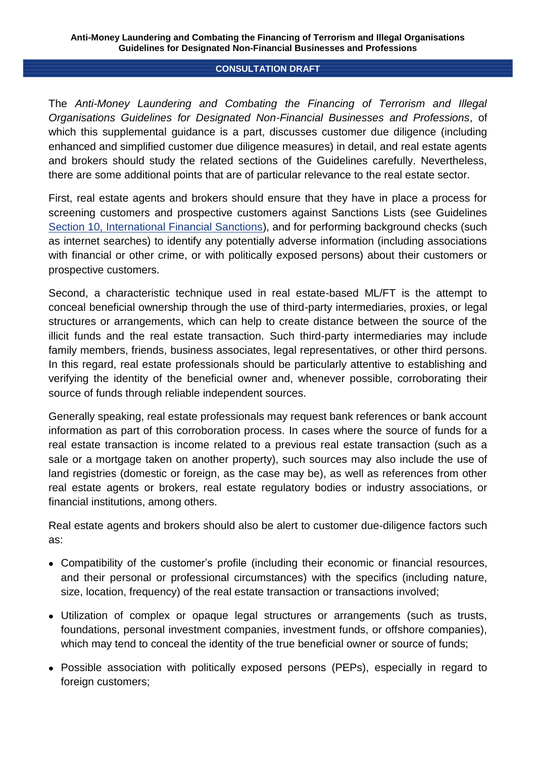The *Anti-Money Laundering and Combating the Financing of Terrorism and Illegal Organisations Guidelines for Designated Non-Financial Businesses and Professions*, of which this supplemental guidance is a part, discusses customer due diligence (including enhanced and simplified customer due diligence measures) in detail, and real estate agents and brokers should study the related sections of the Guidelines carefully. Nevertheless, there are some additional points that are of particular relevance to the real estate sector.

First, real estate agents and brokers should ensure that they have in place a process for screening customers and prospective customers against Sanctions Lists (see Guidelines Section 10, International Financial Sanctions), and for performing background checks (such as internet searches) to identify any potentially adverse information (including associations with financial or other crime, or with politically exposed persons) about their customers or prospective customers.

Second, a characteristic technique used in real estate-based ML/FT is the attempt to conceal beneficial ownership through the use of third-party intermediaries, proxies, or legal structures or arrangements, which can help to create distance between the source of the illicit funds and the real estate transaction. Such third-party intermediaries may include family members, friends, business associates, legal representatives, or other third persons. In this regard, real estate professionals should be particularly attentive to establishing and verifying the identity of the beneficial owner and, whenever possible, corroborating their source of funds through reliable independent sources.

Generally speaking, real estate professionals may request bank references or bank account information as part of this corroboration process. In cases where the source of funds for a real estate transaction is income related to a previous real estate transaction (such as a sale or a mortgage taken on another property), such sources may also include the use of land registries (domestic or foreign, as the case may be), as well as references from other real estate agents or brokers, real estate regulatory bodies or industry associations, or financial institutions, among others.

Real estate agents and brokers should also be alert to customer due-diligence factors such as:

- Compatibility of the customer's profile (including their economic or financial resources, and their personal or professional circumstances) with the specifics (including nature, size, location, frequency) of the real estate transaction or transactions involved;
- Utilization of complex or opaque legal structures or arrangements (such as trusts, foundations, personal investment companies, investment funds, or offshore companies), which may tend to conceal the identity of the true beneficial owner or source of funds;
- Possible association with politically exposed persons (PEPs), especially in regard to foreign customers;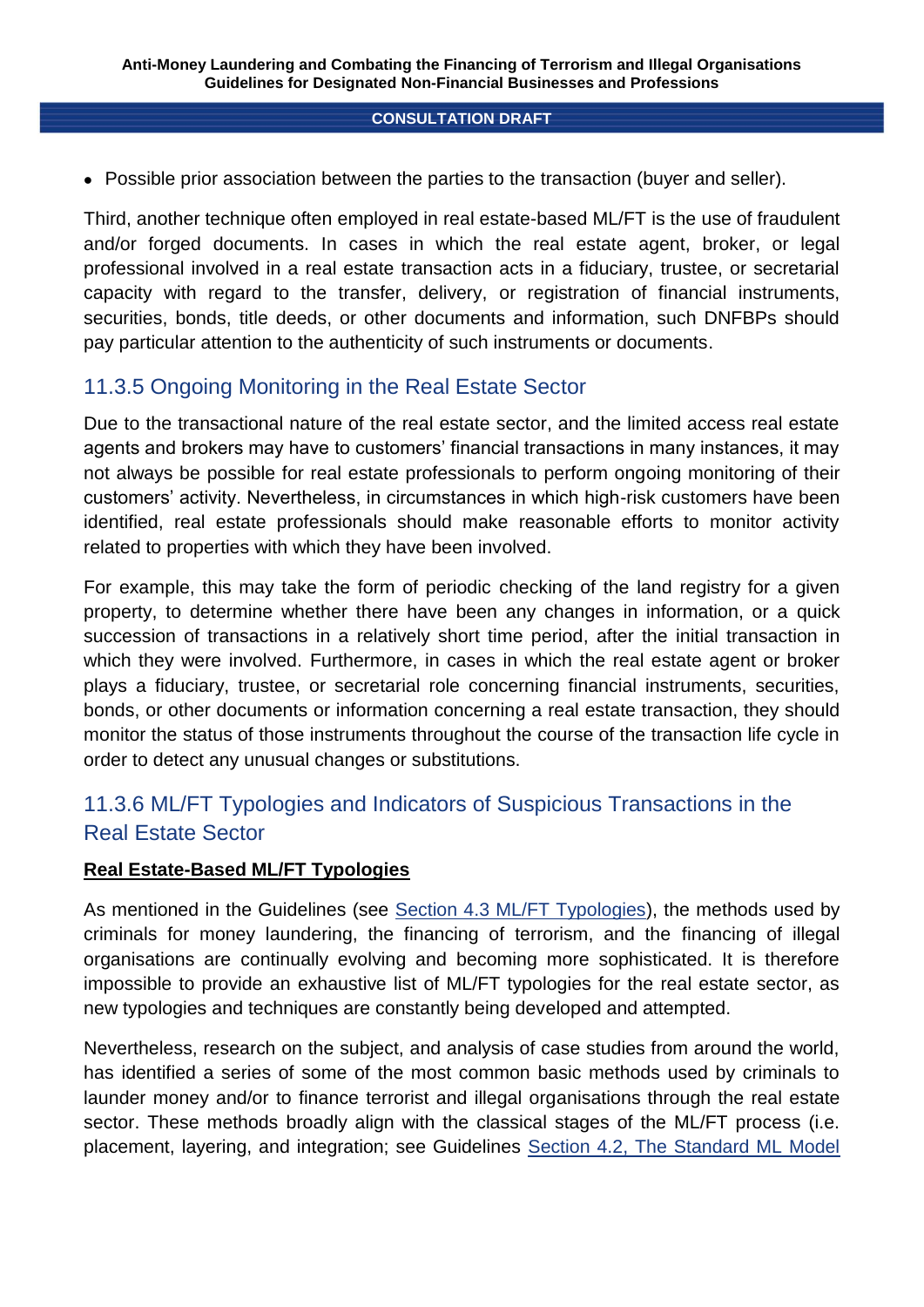- Possible prior association between the parties to the transaction (buyer and seller).

Third, another technique often employed in real estate-based ML/FT is the use of fraudulent and/or forged documents. In cases in which the real estate agent, broker, or legal professional involved in a real estate transaction acts in a fiduciary, trustee, or secretarial capacity with regard to the transfer, delivery, or registration of financial instruments, securities, bonds, title deeds, or other documents and information, such DNFBPs should pay particular attention to the authenticity of such instruments or documents.

### 11.3.5 Ongoing Monitoring in the Real Estate Sector

Due to the transactional nature of the real estate sector, and the limited access real estate agents and brokers may have to customers' financial transactions in many instances, it may not always be possible for real estate professionals to perform ongoing monitoring of their customers' activity. Nevertheless, in circumstances in which high-risk customers have been identified, real estate professionals should make reasonable efforts to monitor activity related to properties with which they have been involved.

For example, this may take the form of periodic checking of the land registry for a given property, to determine whether there have been any changes in information, or a quick succession of transactions in a relatively short time period, after the initial transaction in which they were involved. Furthermore, in cases in which the real estate agent or broker plays a fiduciary, trustee, or secretarial role concerning financial instruments, securities, bonds, or other documents or information concerning a real estate transaction, they should monitor the status of those instruments throughout the course of the transaction life cycle in order to detect any unusual changes or substitutions.

### 11.3.6 ML/FT Typologies and Indicators of Suspicious Transactions in the Real Estate Sector

**Real Estate-Based ML/FT Typologies**

As mentioned in the Guidelines (see Section 4.3 ML/FT Typologies), the methods used by criminals for money laundering, the financing of terrorism, and the financing of illegal organisations are continually evolving and becoming more sophisticated. It is therefore impossible to provide an exhaustive list of ML/FT typologies for the real estate sector, as new typologies and techniques are constantly being developed and attempted.

Nevertheless, research on the subject, and analysis of case studies from around the world, has identified a series of some of the most common basic methods used by criminals to launder money and/or to finance terrorist and illegal organisations through the real estate sector. These methods broadly align with the classical stages of the ML/FT process (i.e. placement, layering, and integration; see Guidelines Section 4.2, The Standard ML Model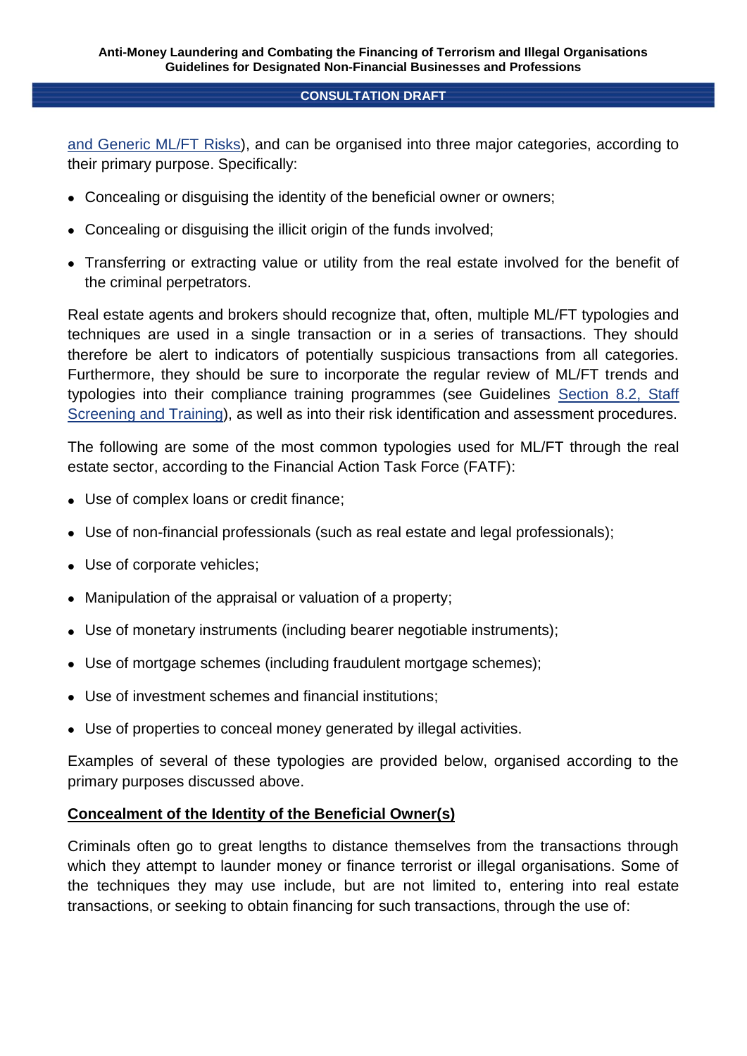and Generic ML/FT Risks), and can be organised into three major categories, according to their primary purpose. Specifically:

- Concealing or disguising the identity of the beneficial owner or owners;
- Concealing or disguising the illicit origin of the funds involved;
- Transferring or extracting value or utility from the real estate involved for the benefit of the criminal perpetrators.

Real estate agents and brokers should recognize that, often, multiple ML/FT typologies and techniques are used in a single transaction or in a series of transactions. They should therefore be alert to indicators of potentially suspicious transactions from all categories. Furthermore, they should be sure to incorporate the regular review of ML/FT trends and typologies into their compliance training programmes (see Guidelines Section 8.2, Staff Screening and Training), as well as into their risk identification and assessment procedures.

The following are some of the most common typologies used for ML/FT through the real estate sector, according to the Financial Action Task Force (FATF):

- Use of complex loans or credit finance;
- Use of non-financial professionals (such as real estate and legal professionals);
- Use of corporate vehicles;
- Manipulation of the appraisal or valuation of a property;
- Use of monetary instruments (including bearer negotiable instruments);
- Use of mortgage schemes (including fraudulent mortgage schemes);
- Use of investment schemes and financial institutions;
- Use of properties to conceal money generated by illegal activities.

Examples of several of these typologies are provided below, organised according to the primary purposes discussed above.

**Concealment of the Identity of the Beneficial Owner(s)**

Criminals often go to great lengths to distance themselves from the transactions through which they attempt to launder money or finance terrorist or illegal organisations. Some of the techniques they may use include, but are not limited to, entering into real estate transactions, or seeking to obtain financing for such transactions, through the use of: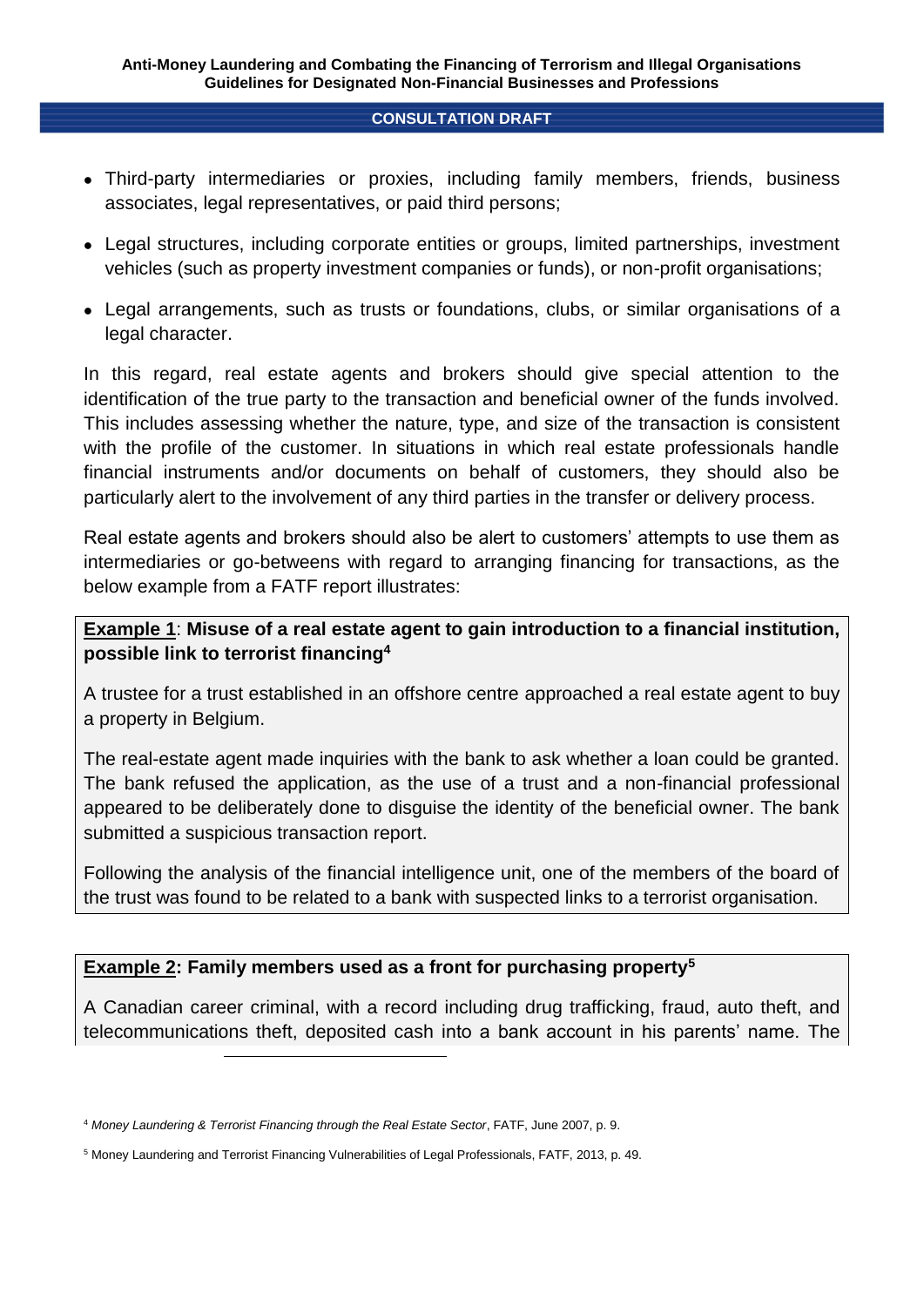- Third-party intermediaries or proxies, including family members, friends, business associates, legal representatives, or paid third persons;
- Legal structures, including corporate entities or groups, limited partnerships, investment vehicles (such as property investment companies or funds), or non-profit organisations;
- Legal arrangements, such as trusts or foundations, clubs, or similar organisations of a legal character.

In this regard, real estate agents and brokers should give special attention to the identification of the true party to the transaction and beneficial owner of the funds involved. This includes assessing whether the nature, type, and size of the transaction is consistent with the profile of the customer. In situations in which real estate professionals handle financial instruments and/or documents on behalf of customers, they should also be particularly alert to the involvement of any third parties in the transfer or delivery process.

Real estate agents and brokers should also be alert to customers' attempts to use them as intermediaries or go-betweens with regard to arranging financing for transactions, as the below example from a FATF report illustrates:

**Example 1: Misuse of a real estate agent to gain introduction to a financial institution, possible link to terrorist financing[4]**

A trustee for a trust established in an offshore centre approached a real estate agent to buy a property in Belgium.

The real-estate agent made inquiries with the bank to ask whether a loan could be granted. The bank refused the application, as the use of a trust and a non-financial professional appeared to be deliberately done to disguise the identity of the beneficial owner. The bank submitted a suspicious transaction report.

Following the analysis of the financial intelligence unit, one of the members of the board of the trust was found to be related to a bank with suspected links to a terrorist organisation.

**Example 2: Family members used as a front for purchasing property[5]**

A Canadian career criminal, with a record including drug trafficking, fraud, auto theft, and telecommunications theft, deposited cash into a bank account in his parents' name. The

[4] *Money Laundering & Terrorist Financing through the Real Estate Sector*, FATF, June 2007, p. 9.

[5] Money Laundering and Terrorist Financing Vulnerabilities of Legal Professionals, FATF, 2013, p. 49.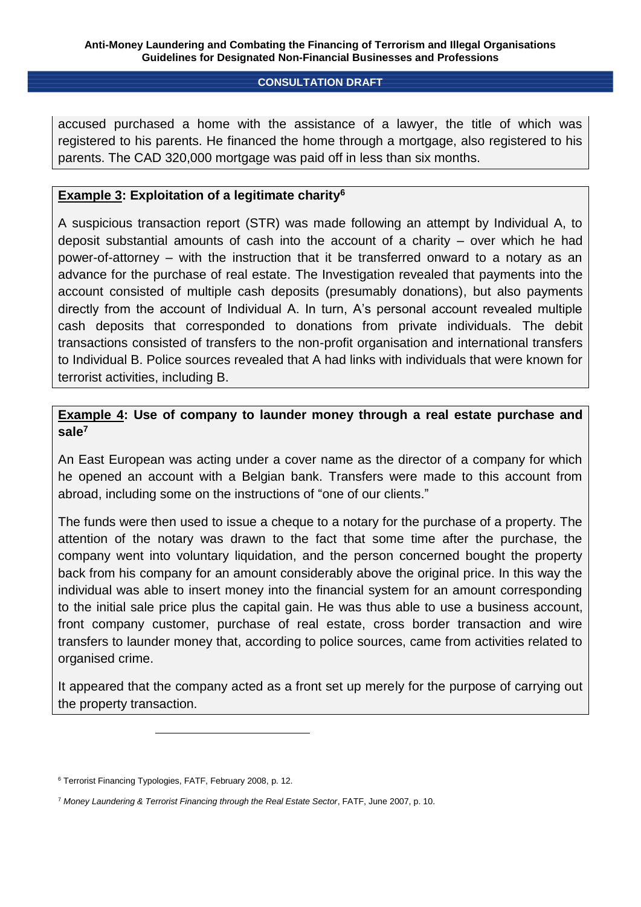accused purchased a home with the assistance of a lawyer, the title of which was registered to his parents. He financed the home through a mortgage, also registered to his parents. The CAD 320,000 mortgage was paid off in less than six months.

**Example 3: Exploitation of a legitimate charity**[6]

A suspicious transaction report (STR) was made following an attempt by Individual A, to deposit substantial amounts of cash into the account of a charity – over which he had power-of-attorney – with the instruction that it be transferred onward to a notary as an advance for the purchase of real estate. The Investigation revealed that payments into the account consisted of multiple cash deposits (presumably donations), but also payments directly from the account of Individual A. In turn, A's personal account revealed multiple cash deposits that corresponded to donations from private individuals. The debit transactions consisted of transfers to the non-profit organisation and international transfers to Individual B. Police sources revealed that A had links with individuals that were known for terrorist activities, including B.

**Example 4: Use of company to launder money through a real estate purchase and sale**[7]

An East European was acting under a cover name as the director of a company for which he opened an account with a Belgian bank. Transfers were made to this account from abroad, including some on the instructions of "one of our clients."

The funds were then used to issue a cheque to a notary for the purchase of a property. The attention of the notary was drawn to the fact that some time after the purchase, the company went into voluntary liquidation, and the person concerned bought the property back from his company for an amount considerably above the original price. In this way the individual was able to insert money into the financial system for an amount corresponding to the initial sale price plus the capital gain. He was thus able to use a business account, front company customer, purchase of real estate, cross border transaction and wire transfers to launder money that, according to police sources, came from activities related to organised crime.

It appeared that the company acted as a front set up merely for the purpose of carrying out the property transaction.

---

[6] Terrorist Financing Typologies, FATF, February 2008, p. 12.

[7] *Money Laundering & Terrorist Financing through the Real Estate Sector*, FATF, June 2007, p. 10.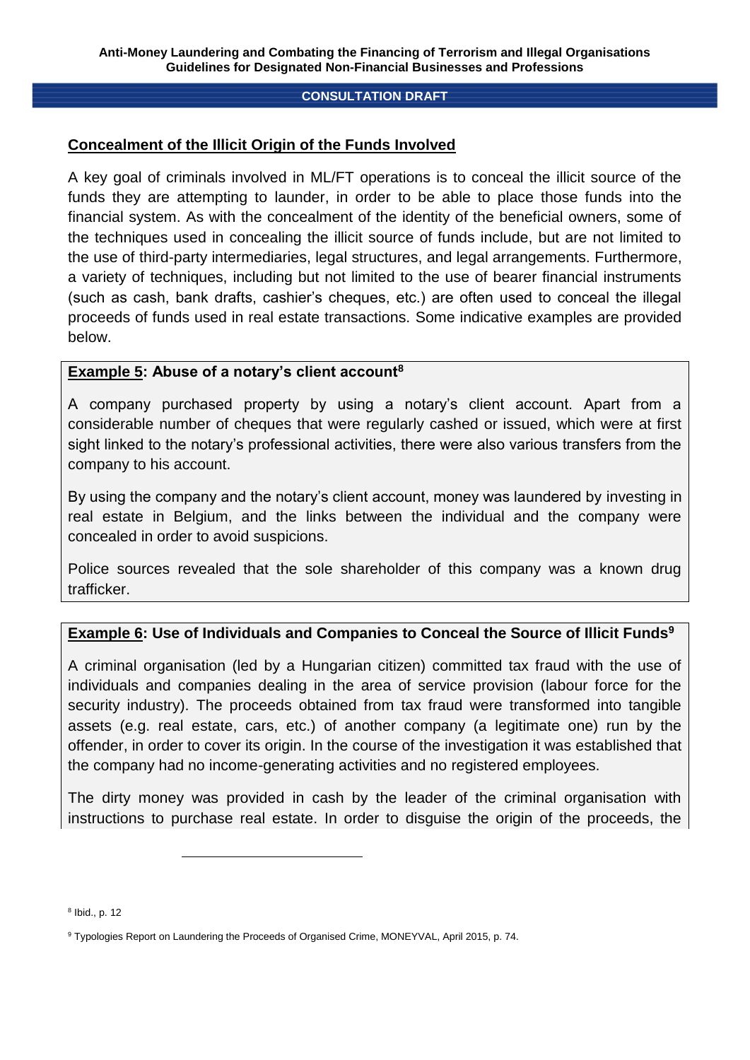**Concealment of the Illicit Origin of the Funds Involved**

A key goal of criminals involved in ML/FT operations is to conceal the illicit source of the funds they are attempting to launder, in order to be able to place those funds into the financial system. As with the concealment of the identity of the beneficial owners, some of the techniques used in concealing the illicit source of funds include, but are not limited to the use of third-party intermediaries, legal structures, and legal arrangements. Furthermore, a variety of techniques, including but not limited to the use of bearer financial instruments (such as cash, bank drafts, cashier's cheques, etc.) are often used to conceal the illegal proceeds of funds used in real estate transactions. Some indicative examples are provided below.

**Example 5: Abuse of a notary's client account[8]**

A company purchased property by using a notary's client account. Apart from a considerable number of cheques that were regularly cashed or issued, which were at first sight linked to the notary's professional activities, there were also various transfers from the company to his account.

By using the company and the notary's client account, money was laundered by investing in real estate in Belgium, and the links between the individual and the company were concealed in order to avoid suspicions.

Police sources revealed that the sole shareholder of this company was a known drug trafficker.

**Example 6: Use of Individuals and Companies to Conceal the Source of Illicit Funds[9]**

A criminal organisation (led by a Hungarian citizen) committed tax fraud with the use of individuals and companies dealing in the area of service provision (labour force for the security industry). The proceeds obtained from tax fraud were transformed into tangible assets (e.g. real estate, cars, etc.) of another company (a legitimate one) run by the offender, in order to cover its origin. In the course of the investigation it was established that the company had no income-generating activities and no registered employees.

The dirty money was provided in cash by the leader of the criminal organisation with instructions to purchase real estate. In order to disguise the origin of the proceeds, the

[8] Ibid., p. 12

[9] Typologies Report on Laundering the Proceeds of Organised Crime, MONEYVAL, April 2015, p. 74.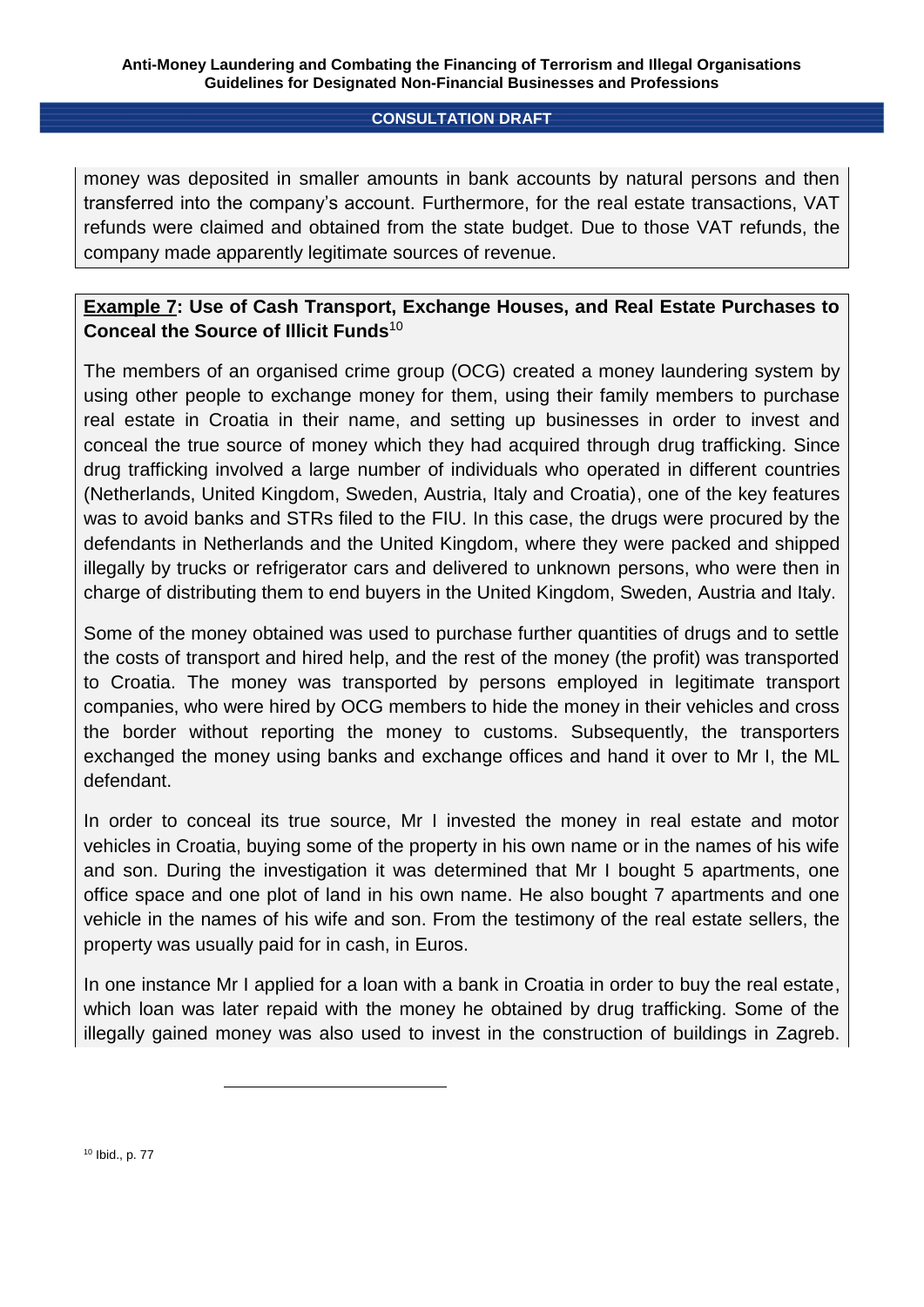money was deposited in smaller amounts in bank accounts by natural persons and then transferred into the company's account. Furthermore, for the real estate transactions, VAT refunds were claimed and obtained from the state budget. Due to those VAT refunds, the company made apparently legitimate sources of revenue.

**Example 7: Use of Cash Transport, Exchange Houses, and Real Estate Purchases to Conceal the Source of Illicit Funds**[10]

The members of an organised crime group (OCG) created a money laundering system by using other people to exchange money for them, using their family members to purchase real estate in Croatia in their name, and setting up businesses in order to invest and conceal the true source of money which they had acquired through drug trafficking. Since drug trafficking involved a large number of individuals who operated in different countries (Netherlands, United Kingdom, Sweden, Austria, Italy and Croatia), one of the key features was to avoid banks and STRs filed to the FIU. In this case, the drugs were procured by the defendants in Netherlands and the United Kingdom, where they were packed and shipped illegally by trucks or refrigerator cars and delivered to unknown persons, who were then in charge of distributing them to end buyers in the United Kingdom, Sweden, Austria and Italy.

Some of the money obtained was used to purchase further quantities of drugs and to settle the costs of transport and hired help, and the rest of the money (the profit) was transported to Croatia. The money was transported by persons employed in legitimate transport companies, who were hired by OCG members to hide the money in their vehicles and cross the border without reporting the money to customs. Subsequently, the transporters exchanged the money using banks and exchange offices and hand it over to Mr I, the ML defendant.

In order to conceal its true source, Mr I invested the money in real estate and motor vehicles in Croatia, buying some of the property in his own name or in the names of his wife and son. During the investigation it was determined that Mr I bought 5 apartments, one office space and one plot of land in his own name. He also bought 7 apartments and one vehicle in the names of his wife and son. From the testimony of the real estate sellers, the property was usually paid for in cash, in Euros.

In one instance Mr I applied for a loan with a bank in Croatia in order to buy the real estate, which loan was later repaid with the money he obtained by drug trafficking. Some of the illegally gained money was also used to invest in the construction of buildings in Zagreb.

[10] Ibid., p. 77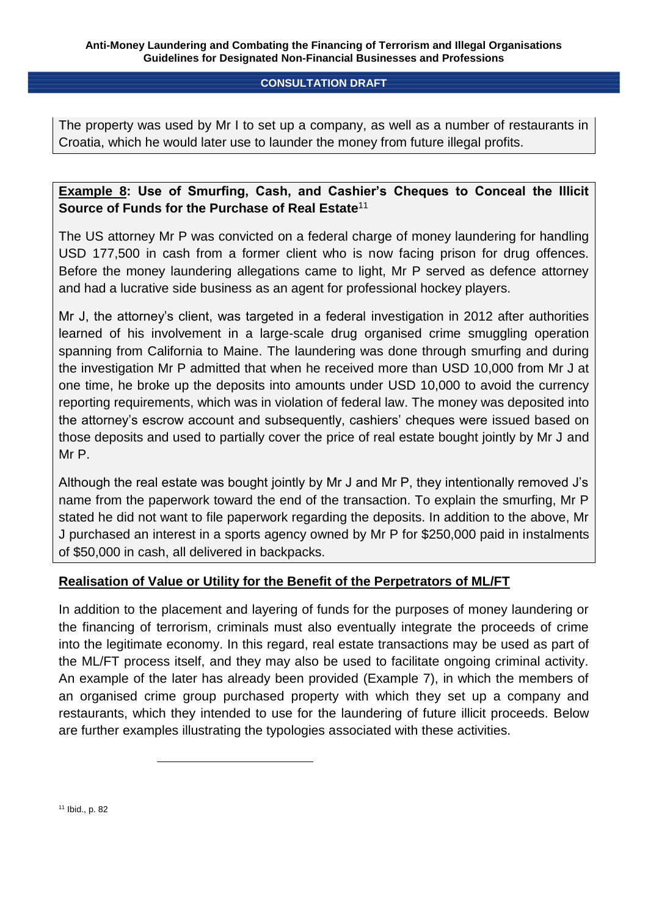The property was used by Mr I to set up a company, as well as a number of restaurants in Croatia, which he would later use to launder the money from future illegal profits.

**Example 8: Use of Smurfing, Cash, and Cashier's Cheques to Conceal the Illicit Source of Funds for the Purchase of Real Estate**[11]

The US attorney Mr P was convicted on a federal charge of money laundering for handling USD 177,500 in cash from a former client who is now facing prison for drug offences. Before the money laundering allegations came to light, Mr P served as defence attorney and had a lucrative side business as an agent for professional hockey players.

Mr J, the attorney's client, was targeted in a federal investigation in 2012 after authorities learned of his involvement in a large-scale drug organised crime smuggling operation spanning from California to Maine. The laundering was done through smurfing and during the investigation Mr P admitted that when he received more than USD 10,000 from Mr J at one time, he broke up the deposits into amounts under USD 10,000 to avoid the currency reporting requirements, which was in violation of federal law. The money was deposited into the attorney's escrow account and subsequently, cashiers' cheques were issued based on those deposits and used to partially cover the price of real estate bought jointly by Mr J and Mr P.

Although the real estate was bought jointly by Mr J and Mr P, they intentionally removed J's name from the paperwork toward the end of the transaction. To explain the smurfing, Mr P stated he did not want to file paperwork regarding the deposits. In addition to the above, Mr J purchased an interest in a sports agency owned by Mr P for $250,000 paid in instalments of $50,000 in cash, all delivered in backpacks.

**Realisation of Value or Utility for the Benefit of the Perpetrators of ML/FT**

In addition to the placement and layering of funds for the purposes of money laundering or the financing of terrorism, criminals must also eventually integrate the proceeds of crime into the legitimate economy. In this regard, real estate transactions may be used as part of the ML/FT process itself, and they may also be used to facilitate ongoing criminal activity. An example of the later has already been provided (Example 7), in which the members of an organised crime group purchased property with which they set up a company and restaurants, which they intended to use for the laundering of future illicit proceeds. Below are further examples illustrating the typologies associated with these activities.

[11] Ibid., p. 82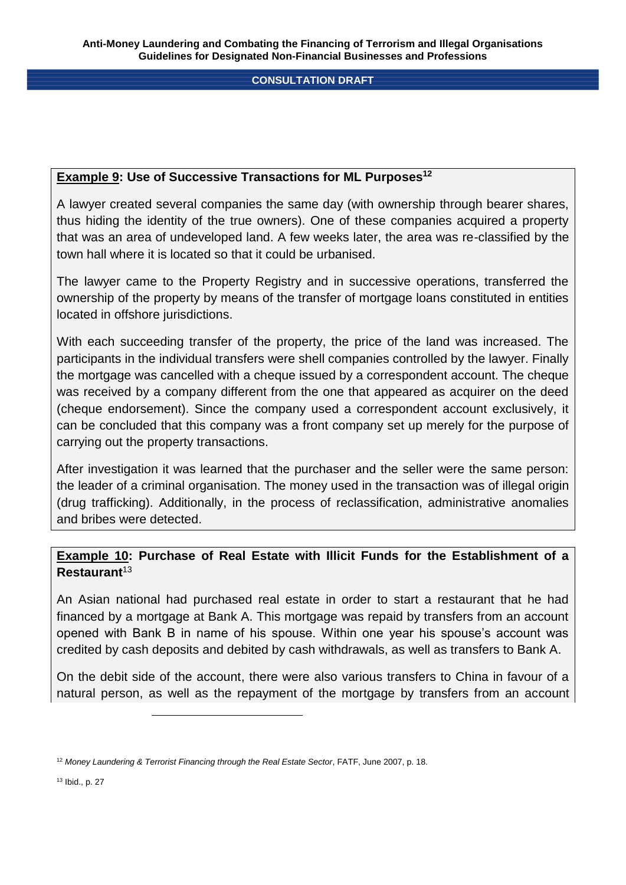**Example 9: Use of Successive Transactions for ML Purposes**[12]

A lawyer created several companies the same day (with ownership through bearer shares, thus hiding the identity of the true owners). One of these companies acquired a property that was an area of undeveloped land. A few weeks later, the area was re-classified by the town hall where it is located so that it could be urbanised.

The lawyer came to the Property Registry and in successive operations, transferred the ownership of the property by means of the transfer of mortgage loans constituted in entities located in offshore jurisdictions.

With each succeeding transfer of the property, the price of the land was increased. The participants in the individual transfers were shell companies controlled by the lawyer. Finally the mortgage was cancelled with a cheque issued by a correspondent account. The cheque was received by a company different from the one that appeared as acquirer on the deed (cheque endorsement). Since the company used a correspondent account exclusively, it can be concluded that this company was a front company set up merely for the purpose of carrying out the property transactions.

After investigation it was learned that the purchaser and the seller were the same person: the leader of a criminal organisation. The money used in the transaction was of illegal origin (drug trafficking). Additionally, in the process of reclassification, administrative anomalies and bribes were detected.

**Example 10: Purchase of Real Estate with Illicit Funds for the Establishment of a Restaurant**[13]

An Asian national had purchased real estate in order to start a restaurant that he had financed by a mortgage at Bank A. This mortgage was repaid by transfers from an account opened with Bank B in name of his spouse. Within one year his spouse's account was credited by cash deposits and debited by cash withdrawals, as well as transfers to Bank A.

On the debit side of the account, there were also various transfers to China in favour of a natural person, as well as the repayment of the mortgage by transfers from an account

[12] *Money Laundering & Terrorist Financing through the Real Estate Sector*, FATF, June 2007, p. 18.

[13] Ibid., p. 27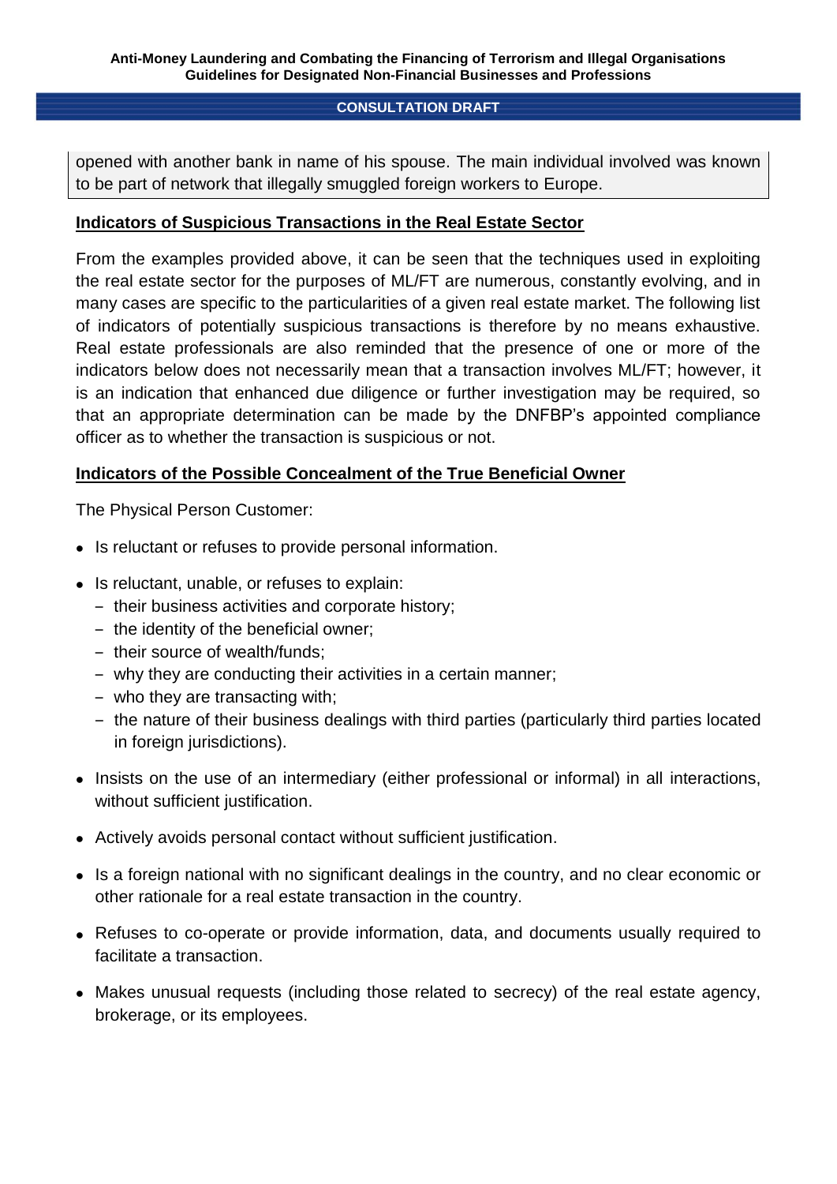opened with another bank in name of his spouse. The main individual involved was known to be part of network that illegally smuggled foreign workers to Europe.

**Indicators of Suspicious Transactions in the Real Estate Sector**

From the examples provided above, it can be seen that the techniques used in exploiting the real estate sector for the purposes of ML/FT are numerous, constantly evolving, and in many cases are specific to the particularities of a given real estate market. The following list of indicators of potentially suspicious transactions is therefore by no means exhaustive. Real estate professionals are also reminded that the presence of one or more of the indicators below does not necessarily mean that a transaction involves ML/FT; however, it is an indication that enhanced due diligence or further investigation may be required, so that an appropriate determination can be made by the DNFBP's appointed compliance officer as to whether the transaction is suspicious or not.

**Indicators of the Possible Concealment of the True Beneficial Owner**

The Physical Person Customer:

- Is reluctant or refuses to provide personal information.
- Is reluctant, unable, or refuses to explain:
  - their business activities and corporate history;
  - the identity of the beneficial owner;
  - their source of wealth/funds;
  - why they are conducting their activities in a certain manner;
  - who they are transacting with;
  - the nature of their business dealings with third parties (particularly third parties located in foreign jurisdictions).
- Insists on the use of an intermediary (either professional or informal) in all interactions, without sufficient justification.
- Actively avoids personal contact without sufficient justification.
- Is a foreign national with no significant dealings in the country, and no clear economic or other rationale for a real estate transaction in the country.
- Refuses to co-operate or provide information, data, and documents usually required to facilitate a transaction.
- Makes unusual requests (including those related to secrecy) of the real estate agency, brokerage, or its employees.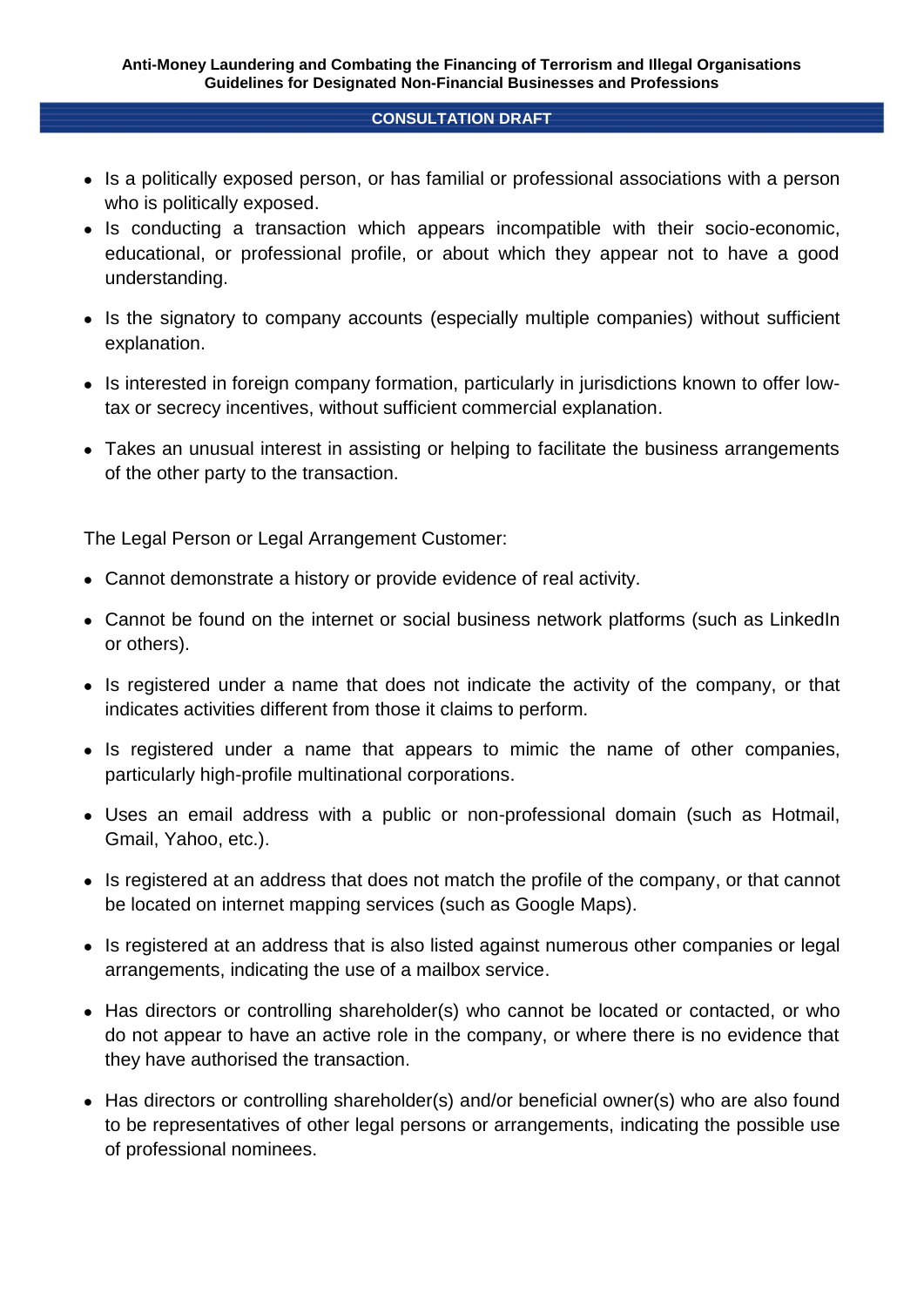- Is a politically exposed person, or has familial or professional associations with a person who is politically exposed.
- Is conducting a transaction which appears incompatible with their socio-economic, educational, or professional profile, or about which they appear not to have a good understanding.
- Is the signatory to company accounts (especially multiple companies) without sufficient explanation.
- Is interested in foreign company formation, particularly in jurisdictions known to offer low-tax or secrecy incentives, without sufficient commercial explanation.
- Takes an unusual interest in assisting or helping to facilitate the business arrangements of the other party to the transaction.

The Legal Person or Legal Arrangement Customer:

- Cannot demonstrate a history or provide evidence of real activity.
- Cannot be found on the internet or social business network platforms (such as LinkedIn or others).
- Is registered under a name that does not indicate the activity of the company, or that indicates activities different from those it claims to perform.
- Is registered under a name that appears to mimic the name of other companies, particularly high-profile multinational corporations.
- Uses an email address with a public or non-professional domain (such as Hotmail, Gmail, Yahoo, etc.).
- Is registered at an address that does not match the profile of the company, or that cannot be located on internet mapping services (such as Google Maps).
- Is registered at an address that is also listed against numerous other companies or legal arrangements, indicating the use of a mailbox service.
- Has directors or controlling shareholder(s) who cannot be located or contacted, or who do not appear to have an active role in the company, or where there is no evidence that they have authorised the transaction.
- Has directors or controlling shareholder(s) and/or beneficial owner(s) who are also found to be representatives of other legal persons or arrangements, indicating the possible use of professional nominees.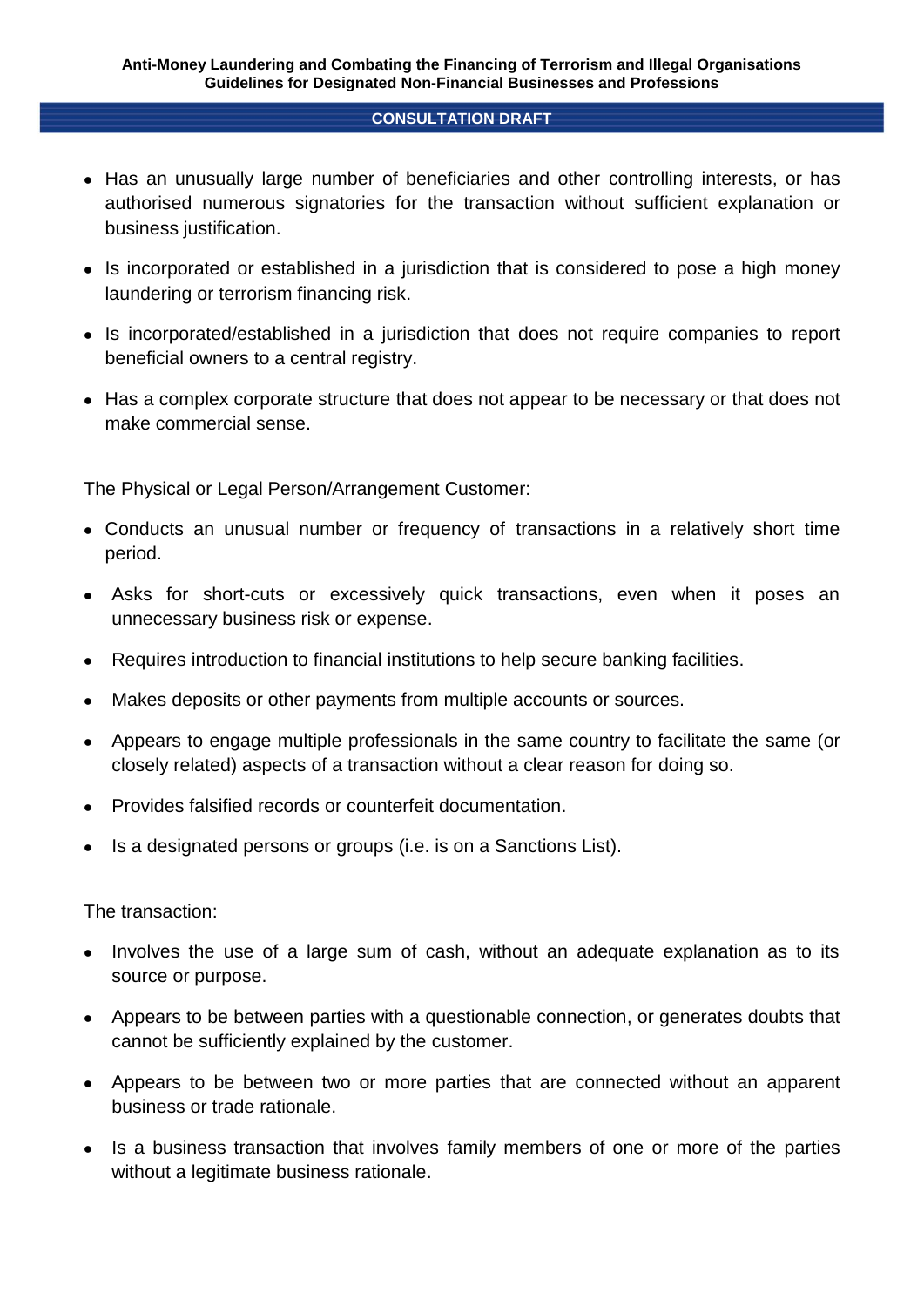- Has an unusually large number of beneficiaries and other controlling interests, or has authorised numerous signatories for the transaction without sufficient explanation or business justification.
- Is incorporated or established in a jurisdiction that is considered to pose a high money laundering or terrorism financing risk.
- Is incorporated/established in a jurisdiction that does not require companies to report beneficial owners to a central registry.
- Has a complex corporate structure that does not appear to be necessary or that does not make commercial sense.

The Physical or Legal Person/Arrangement Customer:

- Conducts an unusual number or frequency of transactions in a relatively short time period.
- Asks for short-cuts or excessively quick transactions, even when it poses an unnecessary business risk or expense.
- Requires introduction to financial institutions to help secure banking facilities.
- Makes deposits or other payments from multiple accounts or sources.
- Appears to engage multiple professionals in the same country to facilitate the same (or closely related) aspects of a transaction without a clear reason for doing so.
- Provides falsified records or counterfeit documentation.
- Is a designated persons or groups (i.e. is on a Sanctions List).

The transaction:

- Involves the use of a large sum of cash, without an adequate explanation as to its source or purpose.
- Appears to be between parties with a questionable connection, or generates doubts that cannot be sufficiently explained by the customer.
- Appears to be between two or more parties that are connected without an apparent business or trade rationale.
- Is a business transaction that involves family members of one or more of the parties without a legitimate business rationale.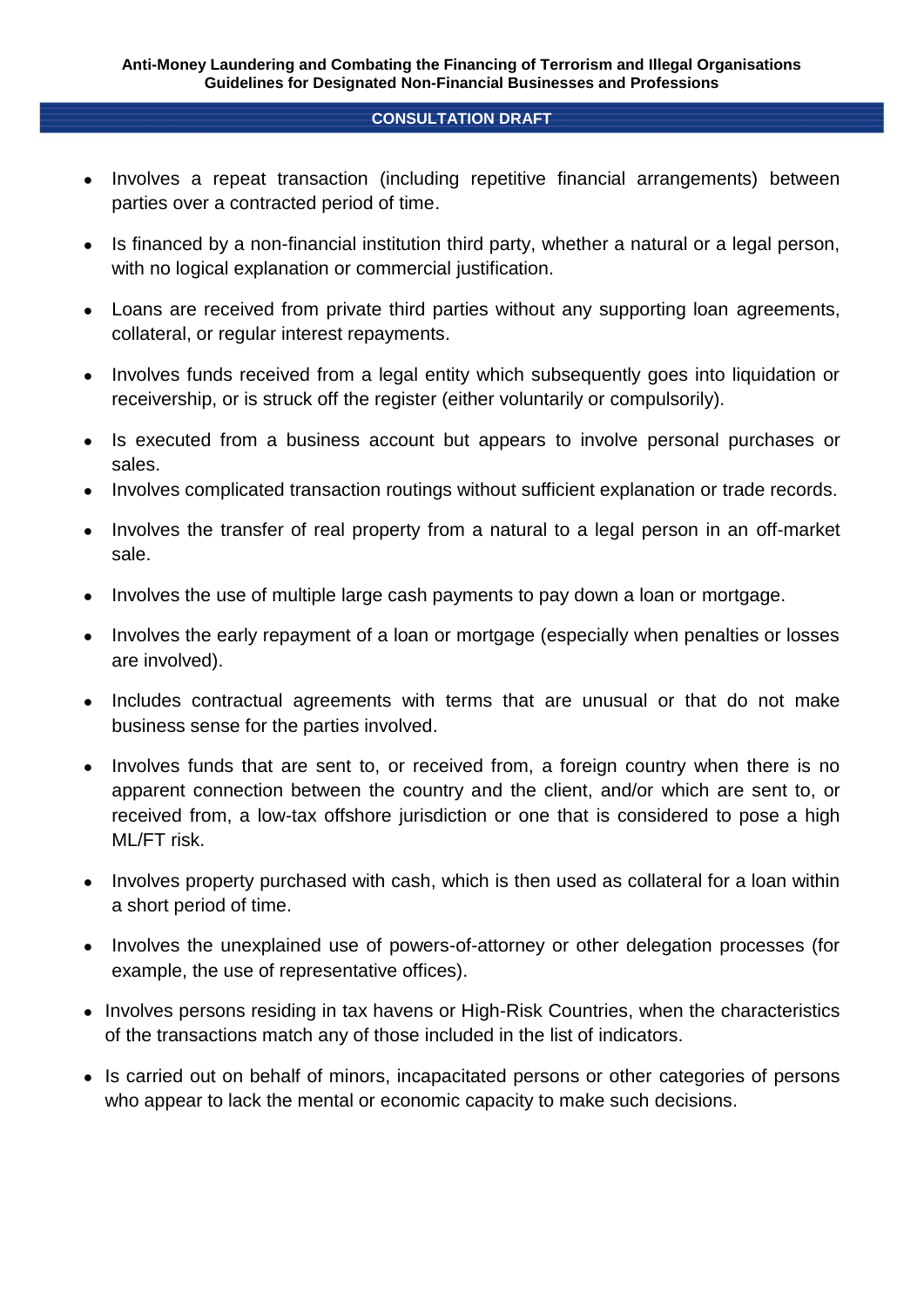- Involves a repeat transaction (including repetitive financial arrangements) between parties over a contracted period of time.
- Is financed by a non-financial institution third party, whether a natural or a legal person, with no logical explanation or commercial justification.
- Loans are received from private third parties without any supporting loan agreements, collateral, or regular interest repayments.
- Involves funds received from a legal entity which subsequently goes into liquidation or receivership, or is struck off the register (either voluntarily or compulsorily).
- Is executed from a business account but appears to involve personal purchases or sales.
- Involves complicated transaction routings without sufficient explanation or trade records.
- Involves the transfer of real property from a natural to a legal person in an off-market sale.
- Involves the use of multiple large cash payments to pay down a loan or mortgage.
- Involves the early repayment of a loan or mortgage (especially when penalties or losses are involved).
- Includes contractual agreements with terms that are unusual or that do not make business sense for the parties involved.
- Involves funds that are sent to, or received from, a foreign country when there is no apparent connection between the country and the client, and/or which are sent to, or received from, a low-tax offshore jurisdiction or one that is considered to pose a high ML/FT risk.
- Involves property purchased with cash, which is then used as collateral for a loan within a short period of time.
- Involves the unexplained use of powers-of-attorney or other delegation processes (for example, the use of representative offices).
- Involves persons residing in tax havens or High-Risk Countries, when the characteristics of the transactions match any of those included in the list of indicators.
- Is carried out on behalf of minors, incapacitated persons or other categories of persons who appear to lack the mental or economic capacity to make such decisions.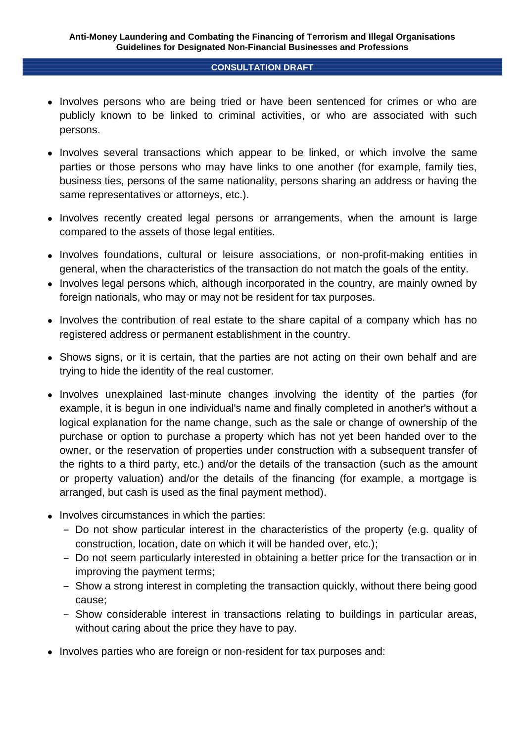- Involves persons who are being tried or have been sentenced for crimes or who are publicly known to be linked to criminal activities, or who are associated with such persons.

- Involves several transactions which appear to be linked, or which involve the same parties or those persons who may have links to one another (for example, family ties, business ties, persons of the same nationality, persons sharing an address or having the same representatives or attorneys, etc.).

- Involves recently created legal persons or arrangements, when the amount is large compared to the assets of those legal entities.

- Involves foundations, cultural or leisure associations, or non-profit-making entities in general, when the characteristics of the transaction do not match the goals of the entity.
- Involves legal persons which, although incorporated in the country, are mainly owned by foreign nationals, who may or may not be resident for tax purposes.

- Involves the contribution of real estate to the share capital of a company which has no registered address or permanent establishment in the country.

- Shows signs, or it is certain, that the parties are not acting on their own behalf and are trying to hide the identity of the real customer.

- Involves unexplained last-minute changes involving the identity of the parties (for example, it is begun in one individual's name and finally completed in another's without a logical explanation for the name change, such as the sale or change of ownership of the purchase or option to purchase a property which has not yet been handed over to the owner, or the reservation of properties under construction with a subsequent transfer of the rights to a third party, etc.) and/or the details of the transaction (such as the amount or property valuation) and/or the details of the financing (for example, a mortgage is arranged, but cash is used as the final payment method).

- Involves circumstances in which the parties:
  - Do not show particular interest in the characteristics of the property (e.g. quality of construction, location, date on which it will be handed over, etc.);
  - Do not seem particularly interested in obtaining a better price for the transaction or in improving the payment terms;
  - Show a strong interest in completing the transaction quickly, without there being good cause;
  - Show considerable interest in transactions relating to buildings in particular areas, without caring about the price they have to pay.

- Involves parties who are foreign or non-resident for tax purposes and: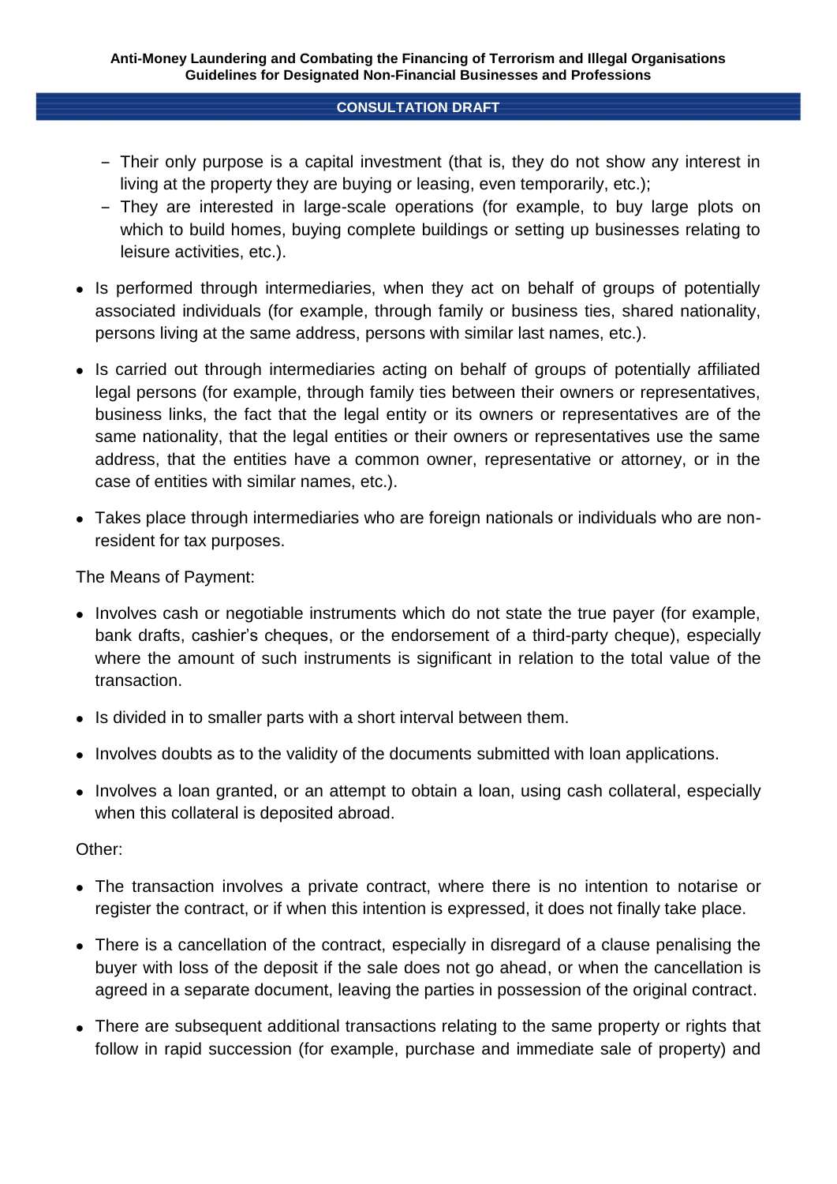- Their only purpose is a capital investment (that is, they do not show any interest in living at the property they are buying or leasing, even temporarily, etc.);
  - They are interested in large-scale operations (for example, to buy large plots on which to build homes, buying complete buildings or setting up businesses relating to leisure activities, etc.).

- Is performed through intermediaries, when they act on behalf of groups of potentially associated individuals (for example, through family or business ties, shared nationality, persons living at the same address, persons with similar last names, etc.).

- Is carried out through intermediaries acting on behalf of groups of potentially affiliated legal persons (for example, through family ties between their owners or representatives, business links, the fact that the legal entity or its owners or representatives are of the same nationality, that the legal entities or their owners or representatives use the same address, that the entities have a common owner, representative or attorney, or in the case of entities with similar names, etc.).

- Takes place through intermediaries who are foreign nationals or individuals who are non-resident for tax purposes.

The Means of Payment:

- Involves cash or negotiable instruments which do not state the true payer (for example, bank drafts, cashier's cheques, or the endorsement of a third-party cheque), especially where the amount of such instruments is significant in relation to the total value of the transaction.

- Is divided in to smaller parts with a short interval between them.

- Involves doubts as to the validity of the documents submitted with loan applications.

- Involves a loan granted, or an attempt to obtain a loan, using cash collateral, especially when this collateral is deposited abroad.

Other:

- The transaction involves a private contract, where there is no intention to notarise or register the contract, or if when this intention is expressed, it does not finally take place.

- There is a cancellation of the contract, especially in disregard of a clause penalising the buyer with loss of the deposit if the sale does not go ahead, or when the cancellation is agreed in a separate document, leaving the parties in possession of the original contract.

- There are subsequent additional transactions relating to the same property or rights that follow in rapid succession (for example, purchase and immediate sale of property) and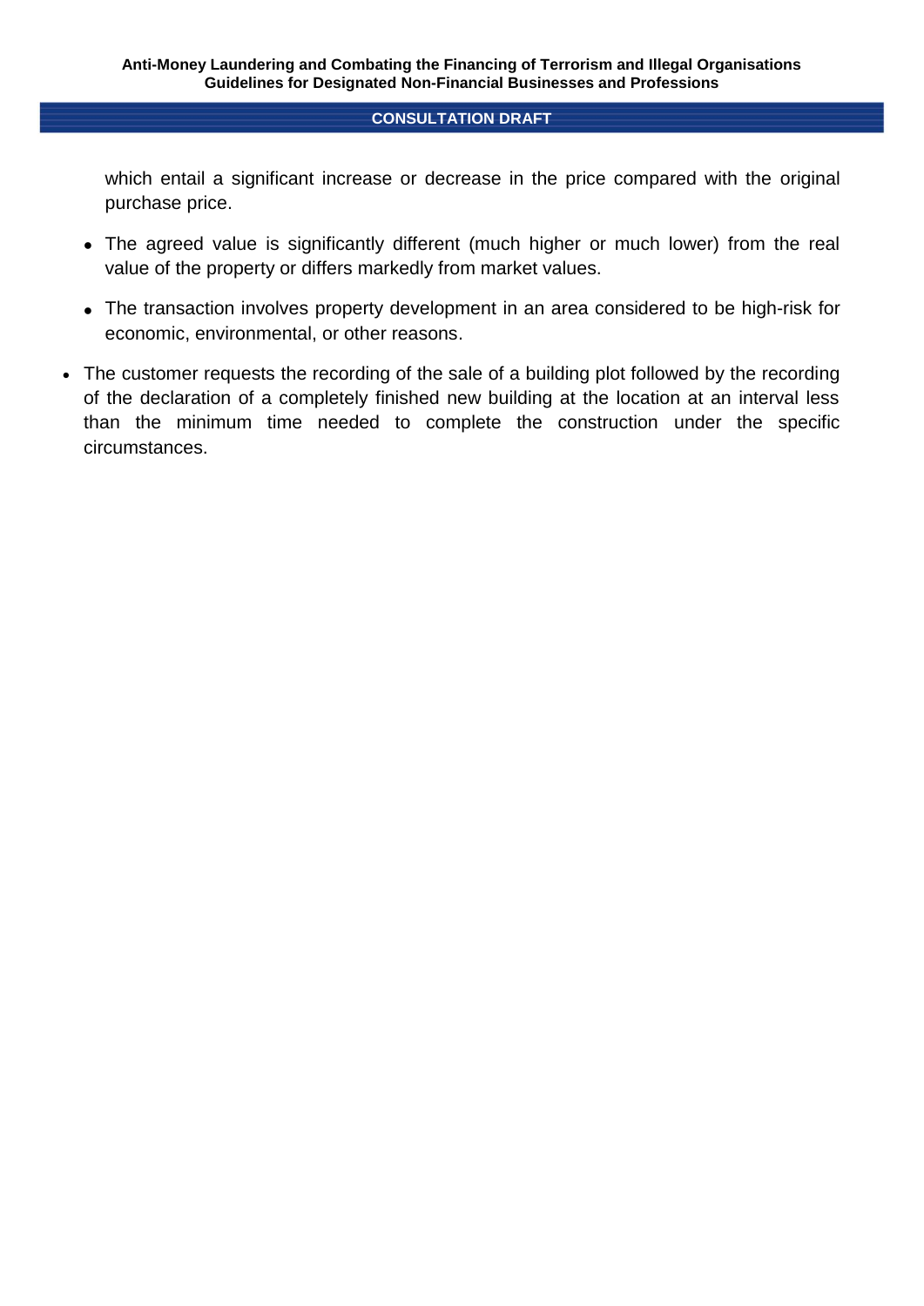which entail a significant increase or decrease in the price compared with the original purchase price.

  - The agreed value is significantly different (much higher or much lower) from the real value of the property or differs markedly from market values.
  - The transaction involves property development in an area considered to be high-risk for economic, environmental, or other reasons.

- The customer requests the recording of the sale of a building plot followed by the recording of the declaration of a completely finished new building at the location at an interval less than the minimum time needed to complete the construction under the specific circumstances.